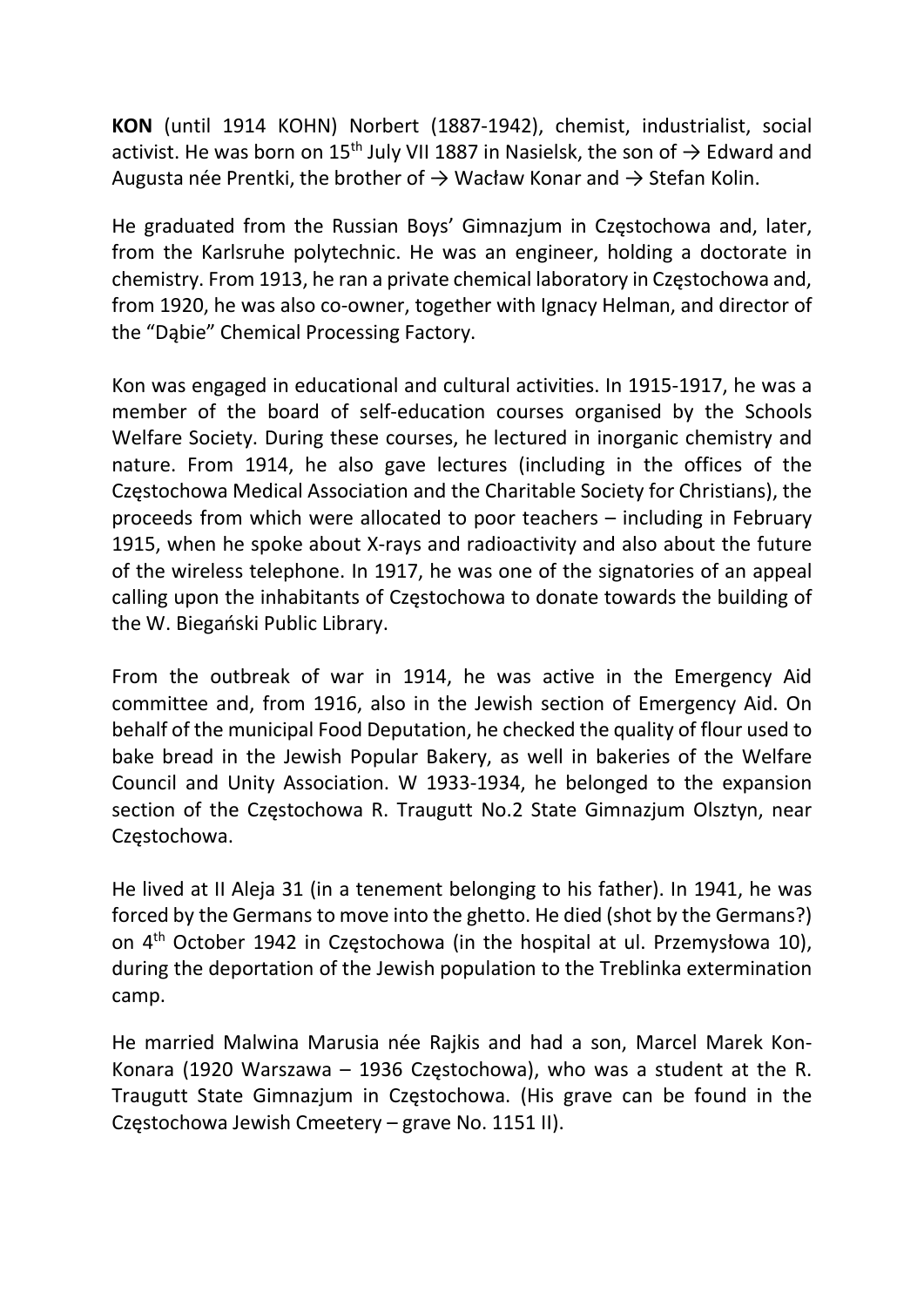**KON** (until 1914 KOHN) Norbert (1887-1942), chemist, industrialist, social activist. He was born on 15th July VII 1887 in Nasielsk, the son of → Edward and Augusta née Prentki, the brother of → Wacław Konar and → Stefan Kolin.

He graduated from the Russian Boys' Gimnazjum in Częstochowa and, later, from the Karlsruhe polytechnic. He was an engineer, holding a doctorate in chemistry. From 1913, he ran a private chemical laboratory in Częstochowa and, from 1920, he was also co-owner, together with Ignacy Helman, and director of the "Dąbie" Chemical Processing Factory.

Kon was engaged in educational and cultural activities. In 1915-1917, he was a member of the board of self-education courses organised by the Schools Welfare Society. During these courses, he lectured in inorganic chemistry and nature. From 1914, he also gave lectures (including in the offices of the Częstochowa Medical Association and the Charitable Society for Christians), the proceeds from which were allocated to poor teachers – including in February 1915, when he spoke about X-rays and radioactivity and also about the future of the wireless telephone. In 1917, he was one of the signatories of an appeal calling upon the inhabitants of Częstochowa to donate towards the building of the W. Biegański Public Library.

From the outbreak of war in 1914, he was active in the Emergency Aid committee and, from 1916, also in the Jewish section of Emergency Aid. On behalf of the municipal Food Deputation, he checked the quality of flour used to bake bread in the Jewish Popular Bakery, as well in bakeries of the Welfare Council and Unity Association. W 1933-1934, he belonged to the expansion section of the Częstochowa R. Traugutt No.2 State Gimnazjum Olsztyn, near Częstochowa.

He lived at II Aleja 31 (in a tenement belonging to his father). In 1941, he was forced by the Germans to move into the ghetto. He died (shot by the Germans?) on 4th October 1942 in Częstochowa (in the hospital at ul. Przemysłowa 10), during the deportation of the Jewish population to the Treblinka extermination camp.

He married Malwina Marusia née Rajkis and had a son, Marcel Marek Kon-Konara (1920 Warszawa – 1936 Częstochowa), who was a student at the R. Traugutt State Gimnazjum in Częstochowa. (His grave can be found in the Częstochowa Jewish Cmeetery – grave No. 1151 II).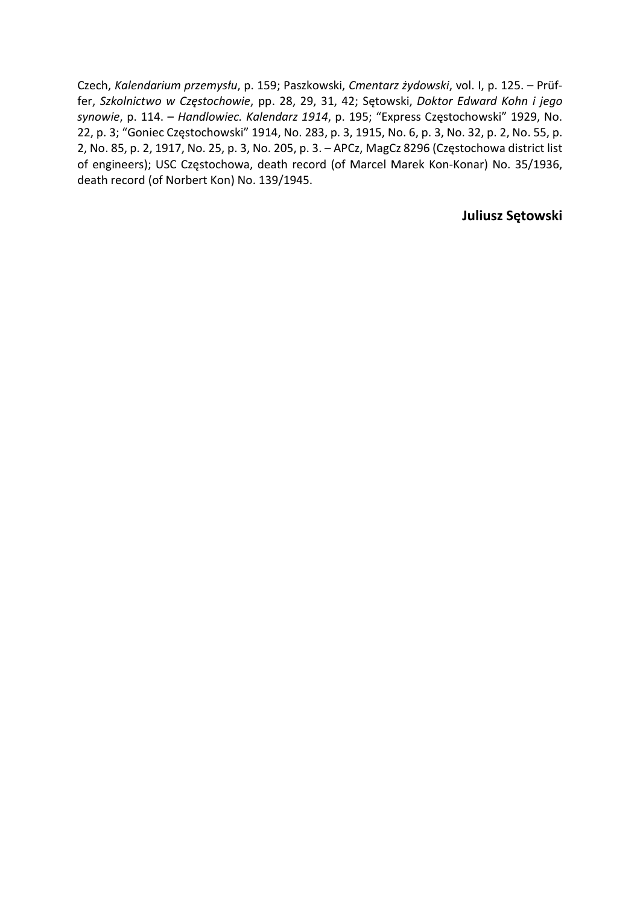Czech, *Kalendarium przemysłu*, p. 159; Paszkowski, *Cmentarz żydowski*, vol. I, p. 125. – Prüffer, *Szkolnictwo w Częstochowie*, pp. 28, 29, 31, 42; Sętowski, *Doktor Edward Kohn i jego synowie*, p. 114. – *Handlowiec. Kalendarz 1914*, p. 195; "Express Częstochowski" 1929, No. 22, p. 3; "Goniec Częstochowski" 1914, No. 283, p. 3, 1915, No. 6, p. 3, No. 32, p. 2, No. 55, p. 2, No. 85, p. 2, 1917, No. 25, p. 3, No. 205, p. 3. – APCz, MagCz 8296 (Częstochowa district list of engineers); USC Częstochowa, death record (of Marcel Marek Kon-Konar) No. 35/1936, death record (of Norbert Kon) No. 139/1945.

**Juliusz Sętowski**